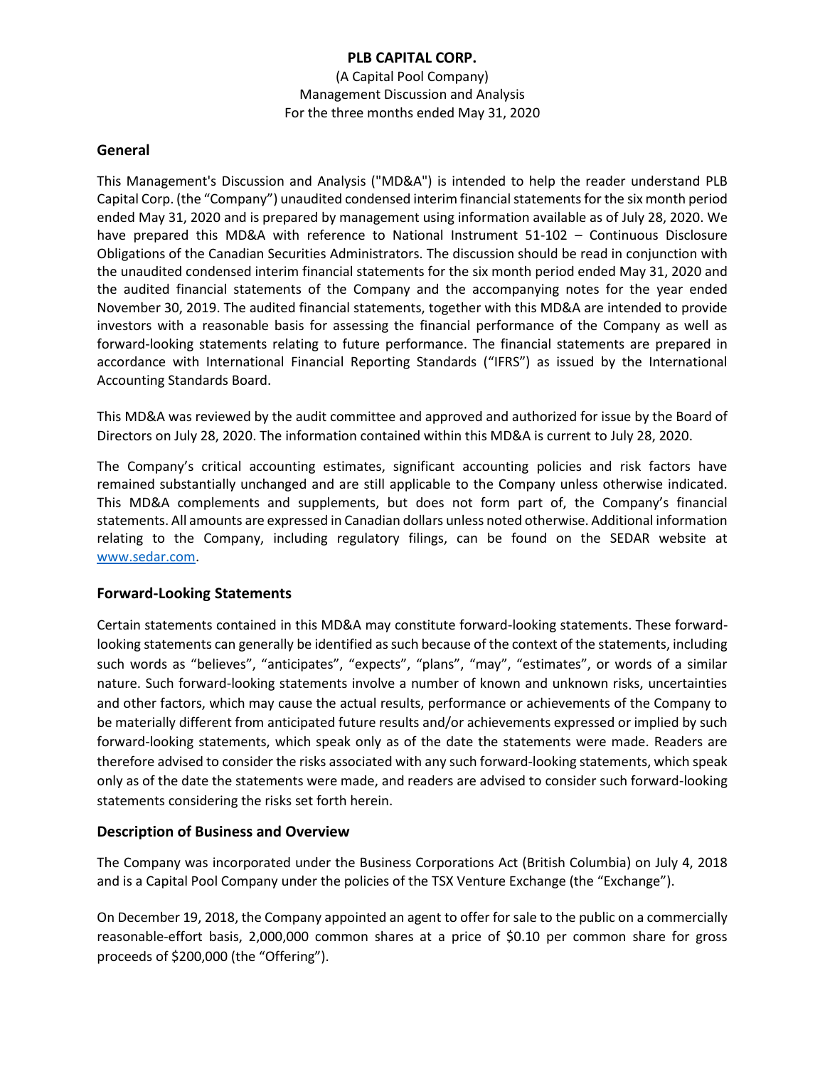# PLB CAPITAL CORP.

(A Capital Pool Company)
Management Discussion and Analysis
For the three months ended May 31, 2020

## General

This Management's Discussion and Analysis ("MD&A") is intended to help the reader understand PLB Capital Corp. (the "Company") unaudited condensed interim financial statements for the six month period ended May 31, 2020 and is prepared by management using information available as of July 28, 2020. We have prepared this MD&A with reference to National Instrument 51-102 – Continuous Disclosure Obligations of the Canadian Securities Administrators. The discussion should be read in conjunction with the unaudited condensed interim financial statements for the six month period ended May 31, 2020 and the audited financial statements of the Company and the accompanying notes for the year ended November 30, 2019. The audited financial statements, together with this MD&A are intended to provide investors with a reasonable basis for assessing the financial performance of the Company as well as forward-looking statements relating to future performance. The financial statements are prepared in accordance with International Financial Reporting Standards ("IFRS") as issued by the International Accounting Standards Board.

This MD&A was reviewed by the audit committee and approved and authorized for issue by the Board of Directors on July 28, 2020. The information contained within this MD&A is current to July 28, 2020.

The Company's critical accounting estimates, significant accounting policies and risk factors have remained substantially unchanged and are still applicable to the Company unless otherwise indicated. This MD&A complements and supplements, but does not form part of, the Company's financial statements. All amounts are expressed in Canadian dollars unless noted otherwise. Additional information relating to the Company, including regulatory filings, can be found on the SEDAR website at www.sedar.com.

## Forward-Looking Statements

Certain statements contained in this MD&A may constitute forward-looking statements. These forward-looking statements can generally be identified as such because of the context of the statements, including such words as "believes", "anticipates", "expects", "plans", "may", "estimates", or words of a similar nature. Such forward-looking statements involve a number of known and unknown risks, uncertainties and other factors, which may cause the actual results, performance or achievements of the Company to be materially different from anticipated future results and/or achievements expressed or implied by such forward-looking statements, which speak only as of the date the statements were made. Readers are therefore advised to consider the risks associated with any such forward-looking statements, which speak only as of the date the statements were made, and readers are advised to consider such forward-looking statements considering the risks set forth herein.

## Description of Business and Overview

The Company was incorporated under the Business Corporations Act (British Columbia) on July 4, 2018 and is a Capital Pool Company under the policies of the TSX Venture Exchange (the "Exchange").

On December 19, 2018, the Company appointed an agent to offer for sale to the public on a commercially reasonable-effort basis, 2,000,000 common shares at a price of $0.10 per common share for gross proceeds of $200,000 (the "Offering").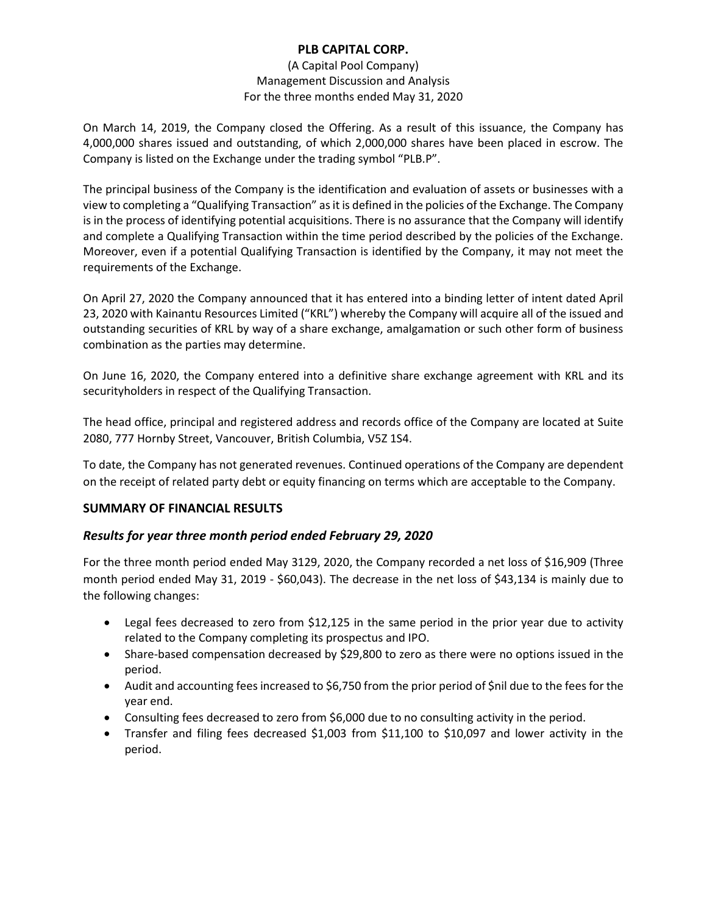**PLB CAPITAL CORP.**

(A Capital Pool Company)
Management Discussion and Analysis
For the three months ended May 31, 2020

On March 14, 2019, the Company closed the Offering. As a result of this issuance, the Company has 4,000,000 shares issued and outstanding, of which 2,000,000 shares have been placed in escrow. The Company is listed on the Exchange under the trading symbol "PLB.P".

The principal business of the Company is the identification and evaluation of assets or businesses with a view to completing a "Qualifying Transaction" as it is defined in the policies of the Exchange. The Company is in the process of identifying potential acquisitions. There is no assurance that the Company will identify and complete a Qualifying Transaction within the time period described by the policies of the Exchange. Moreover, even if a potential Qualifying Transaction is identified by the Company, it may not meet the requirements of the Exchange.

On April 27, 2020 the Company announced that it has entered into a binding letter of intent dated April 23, 2020 with Kainantu Resources Limited ("KRL") whereby the Company will acquire all of the issued and outstanding securities of KRL by way of a share exchange, amalgamation or such other form of business combination as the parties may determine.

On June 16, 2020, the Company entered into a definitive share exchange agreement with KRL and its securityholders in respect of the Qualifying Transaction.

The head office, principal and registered address and records office of the Company are located at Suite 2080, 777 Hornby Street, Vancouver, British Columbia, V5Z 1S4.

To date, the Company has not generated revenues. Continued operations of the Company are dependent on the receipt of related party debt or equity financing on terms which are acceptable to the Company.

## SUMMARY OF FINANCIAL RESULTS

### *Results for year three month period ended February 29, 2020*

For the three month period ended May 3129, 2020, the Company recorded a net loss of $16,909 (Three month period ended May 31, 2019 - $60,043). The decrease in the net loss of $43,134 is mainly due to the following changes:

- Legal fees decreased to zero from $12,125 in the same period in the prior year due to activity related to the Company completing its prospectus and IPO.
- Share-based compensation decreased by $29,800 to zero as there were no options issued in the period.
- Audit and accounting fees increased to $6,750 from the prior period of $nil due to the fees for the year end.
- Consulting fees decreased to zero from $6,000 due to no consulting activity in the period.
- Transfer and filing fees decreased $1,003 from $11,100 to $10,097 and lower activity in the period.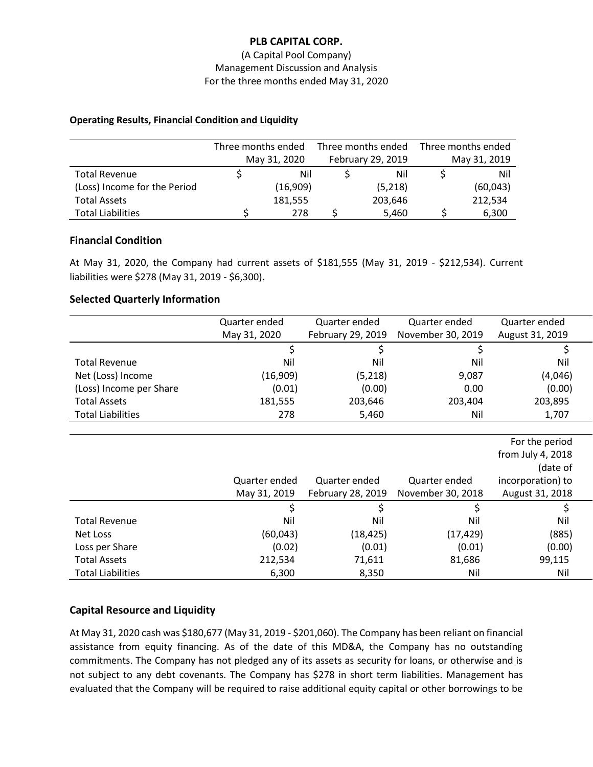**PLB CAPITAL CORP.**
(A Capital Pool Company)
Management Discussion and Analysis
For the three months ended May 31, 2020

**Operating Results, Financial Condition and Liquidity**

| | Three months ended May 31, 2020 | Three months ended February 29, 2019 | Three months ended May 31, 2019 |
|---|---|---|---|
| Total Revenue | $ Nil | $ Nil | $ Nil |
| (Loss) Income for the Period | (16,909) | (5,218) | (60,043) |
| Total Assets | 181,555 | 203,646 | 212,534 |
| Total Liabilities | $ 278 | $ 5,460 | $ 6,300 |

### Financial Condition

At May 31, 2020, the Company had current assets of $181,555 (May 31, 2019 - $212,534). Current liabilities were $278 (May 31, 2019 - $6,300).

### Selected Quarterly Information

| | Quarter ended May 31, 2020 | Quarter ended February 29, 2019 | Quarter ended November 30, 2019 | Quarter ended August 31, 2019 |
|---|---|---|---|---|
| | $ | $ | $ | $ |
| Total Revenue | Nil | Nil | Nil | Nil |
| Net (Loss) Income | (16,909) | (5,218) | 9,087 | (4,046) |
| (Loss) Income per Share | (0.01) | (0.00) | 0.00 | (0.00) |
| Total Assets | 181,555 | 203,646 | 203,404 | 203,895 |
| Total Liabilities | 278 | 5,460 | Nil | 1,707 |

| | Quarter ended May 31, 2019 | Quarter ended February 28, 2019 | Quarter ended November 30, 2018 | For the period from July 4, 2018 (date of incorporation) to August 31, 2018 |
|---|---|---|---|---|
| | $ | $ | $ | $ |
| Total Revenue | Nil | Nil | Nil | Nil |
| Net Loss | (60,043) | (18,425) | (17,429) | (885) |
| Loss per Share | (0.02) | (0.01) | (0.01) | (0.00) |
| Total Assets | 212,534 | 71,611 | 81,686 | 99,115 |
| Total Liabilities | 6,300 | 8,350 | Nil | Nil |

### Capital Resource and Liquidity

At May 31, 2020 cash was $180,677 (May 31, 2019 - $201,060). The Company has been reliant on financial assistance from equity financing. As of the date of this MD&A, the Company has no outstanding commitments. The Company has not pledged any of its assets as security for loans, or otherwise and is not subject to any debt covenants. The Company has $278 in short term liabilities. Management has evaluated that the Company will be required to raise additional equity capital or other borrowings to be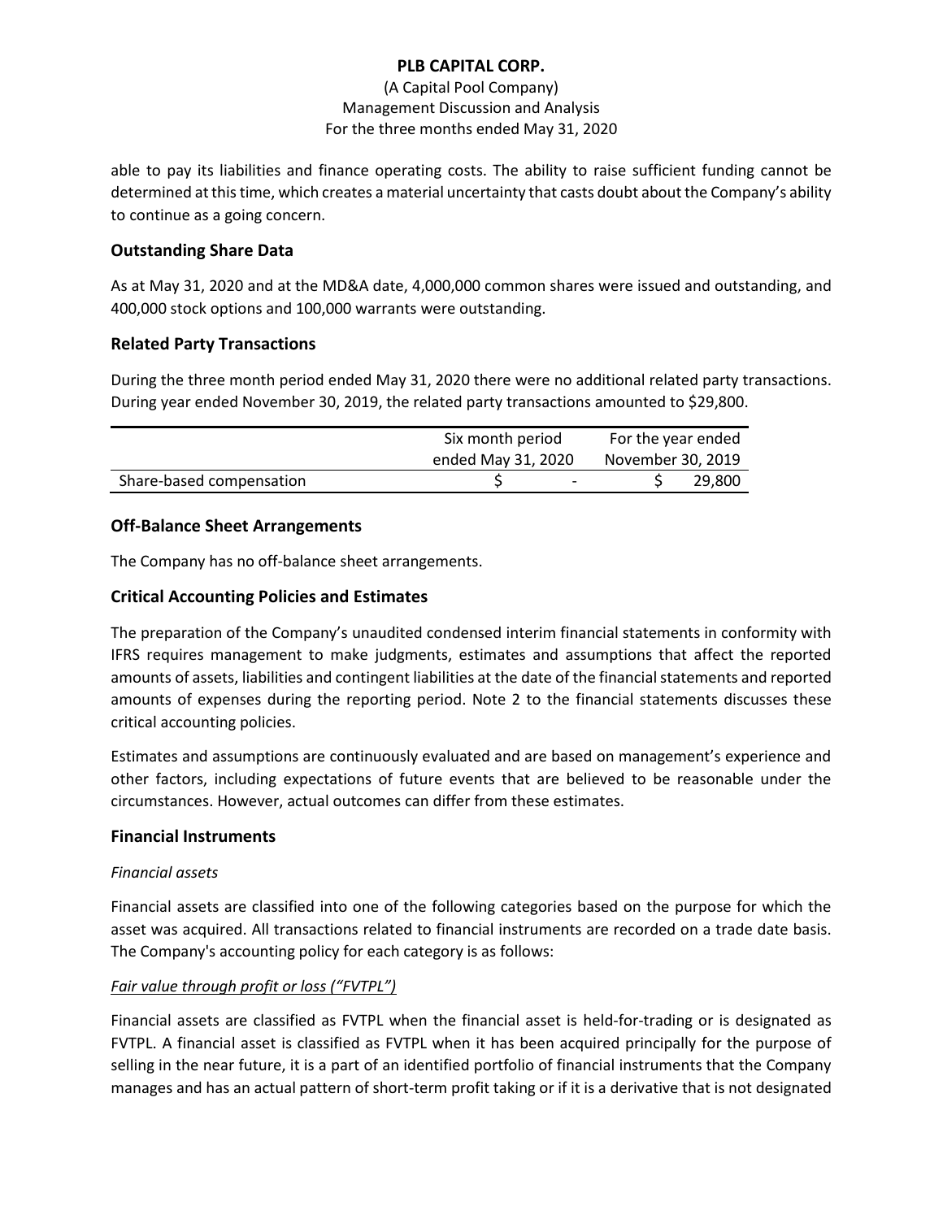able to pay its liabilities and finance operating costs. The ability to raise sufficient funding cannot be determined at this time, which creates a material uncertainty that casts doubt about the Company's ability to continue as a going concern.

## Outstanding Share Data

As at May 31, 2020 and at the MD&A date, 4,000,000 common shares were issued and outstanding, and 400,000 stock options and 100,000 warrants were outstanding.

## Related Party Transactions

During the three month period ended May 31, 2020 there were no additional related party transactions. During year ended November 30, 2019, the related party transactions amounted to $29,800.

| | Six month period ended May 31, 2020 | For the year ended November 30, 2019 |
|---|---|---|
| Share-based compensation | $ - | $ 29,800 |

## Off-Balance Sheet Arrangements

The Company has no off-balance sheet arrangements.

## Critical Accounting Policies and Estimates

The preparation of the Company's unaudited condensed interim financial statements in conformity with IFRS requires management to make judgments, estimates and assumptions that affect the reported amounts of assets, liabilities and contingent liabilities at the date of the financial statements and reported amounts of expenses during the reporting period. Note 2 to the financial statements discusses these critical accounting policies.

Estimates and assumptions are continuously evaluated and are based on management's experience and other factors, including expectations of future events that are believed to be reasonable under the circumstances. However, actual outcomes can differ from these estimates.

## Financial Instruments

*Financial assets*

Financial assets are classified into one of the following categories based on the purpose for which the asset was acquired. All transactions related to financial instruments are recorded on a trade date basis. The Company's accounting policy for each category is as follows:

*Fair value through profit or loss ("FVTPL")*

Financial assets are classified as FVTPL when the financial asset is held-for-trading or is designated as FVTPL. A financial asset is classified as FVTPL when it has been acquired principally for the purpose of selling in the near future, it is a part of an identified portfolio of financial instruments that the Company manages and has an actual pattern of short-term profit taking or if it is a derivative that is not designated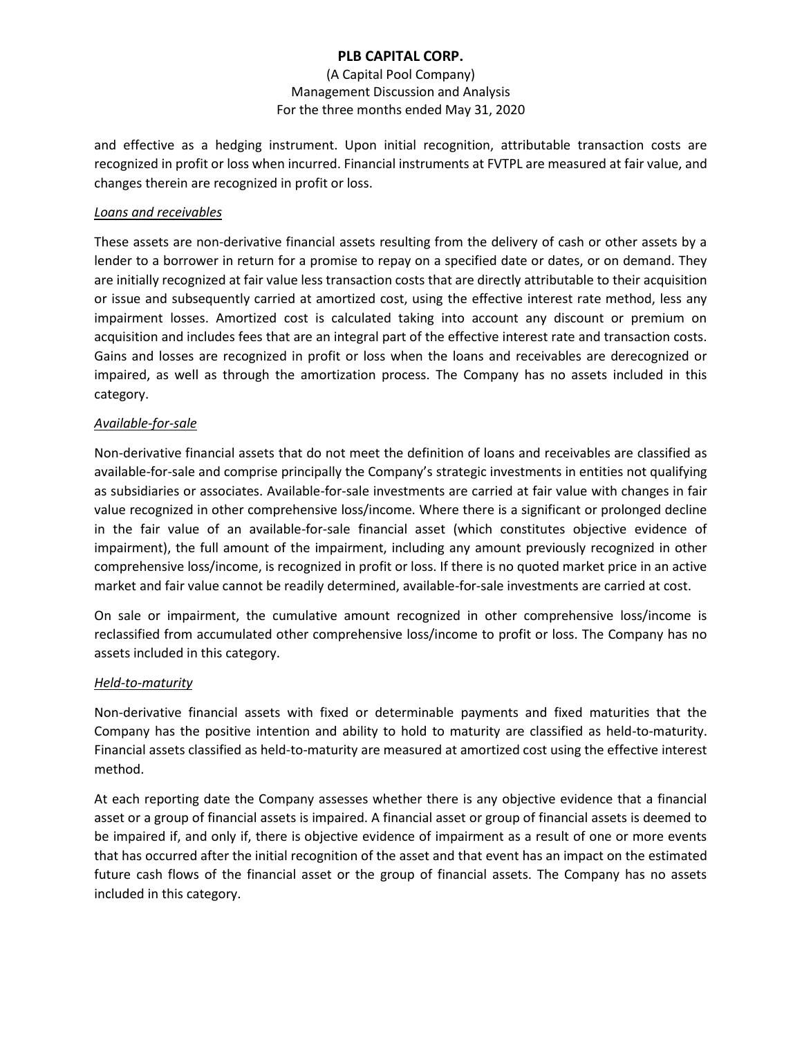and effective as a hedging instrument. Upon initial recognition, attributable transaction costs are recognized in profit or loss when incurred. Financial instruments at FVTPL are measured at fair value, and changes therein are recognized in profit or loss.

*Loans and receivables*

These assets are non-derivative financial assets resulting from the delivery of cash or other assets by a lender to a borrower in return for a promise to repay on a specified date or dates, or on demand. They are initially recognized at fair value less transaction costs that are directly attributable to their acquisition or issue and subsequently carried at amortized cost, using the effective interest rate method, less any impairment losses. Amortized cost is calculated taking into account any discount or premium on acquisition and includes fees that are an integral part of the effective interest rate and transaction costs. Gains and losses are recognized in profit or loss when the loans and receivables are derecognized or impaired, as well as through the amortization process. The Company has no assets included in this category.

*Available-for-sale*

Non-derivative financial assets that do not meet the definition of loans and receivables are classified as available-for-sale and comprise principally the Company's strategic investments in entities not qualifying as subsidiaries or associates. Available-for-sale investments are carried at fair value with changes in fair value recognized in other comprehensive loss/income. Where there is a significant or prolonged decline in the fair value of an available-for-sale financial asset (which constitutes objective evidence of impairment), the full amount of the impairment, including any amount previously recognized in other comprehensive loss/income, is recognized in profit or loss. If there is no quoted market price in an active market and fair value cannot be readily determined, available-for-sale investments are carried at cost.

On sale or impairment, the cumulative amount recognized in other comprehensive loss/income is reclassified from accumulated other comprehensive loss/income to profit or loss. The Company has no assets included in this category.

*Held-to-maturity*

Non-derivative financial assets with fixed or determinable payments and fixed maturities that the Company has the positive intention and ability to hold to maturity are classified as held-to-maturity. Financial assets classified as held-to-maturity are measured at amortized cost using the effective interest method.

At each reporting date the Company assesses whether there is any objective evidence that a financial asset or a group of financial assets is impaired. A financial asset or group of financial assets is deemed to be impaired if, and only if, there is objective evidence of impairment as a result of one or more events that has occurred after the initial recognition of the asset and that event has an impact on the estimated future cash flows of the financial asset or the group of financial assets. The Company has no assets included in this category.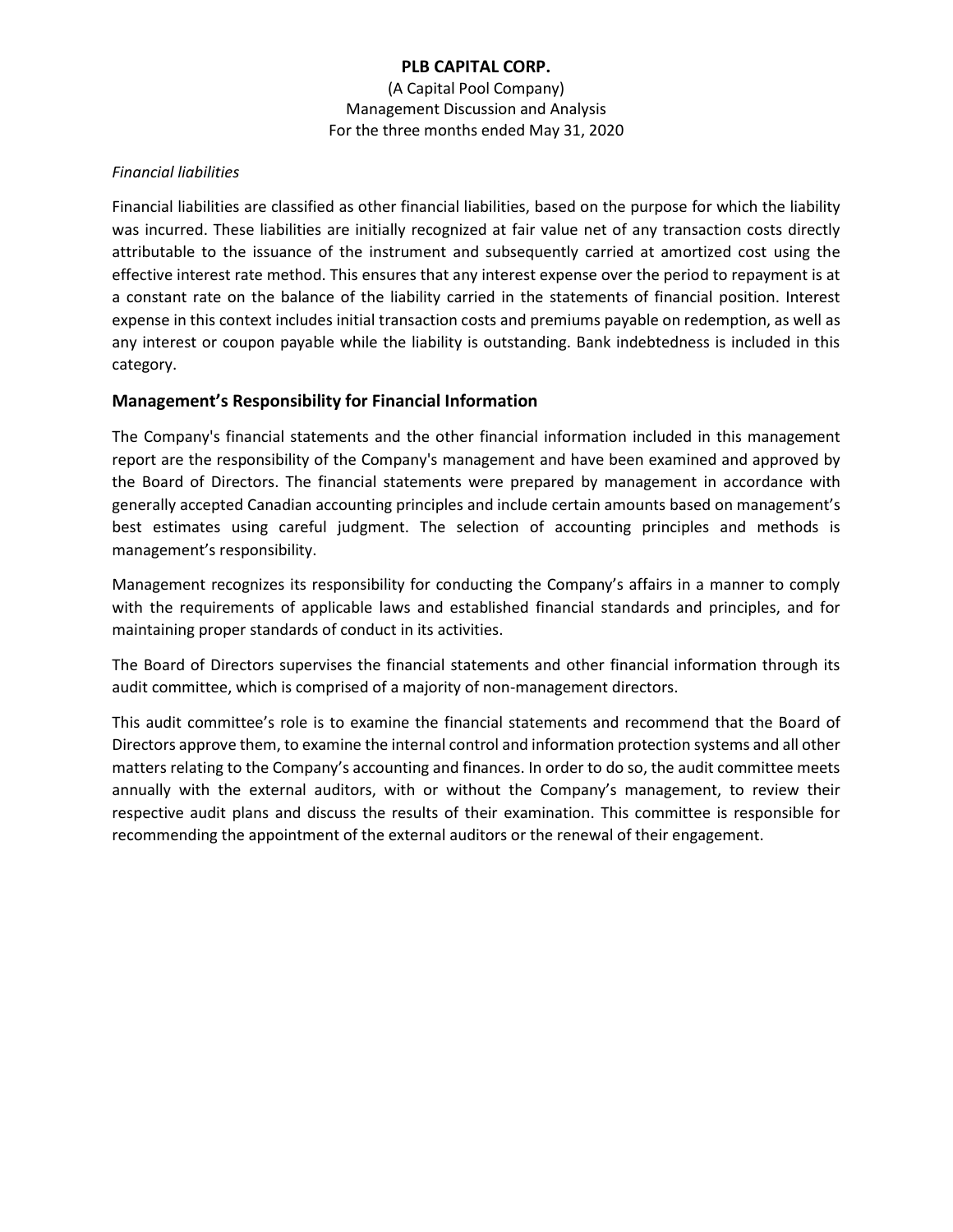*Financial liabilities*

Financial liabilities are classified as other financial liabilities, based on the purpose for which the liability was incurred. These liabilities are initially recognized at fair value net of any transaction costs directly attributable to the issuance of the instrument and subsequently carried at amortized cost using the effective interest rate method. This ensures that any interest expense over the period to repayment is at a constant rate on the balance of the liability carried in the statements of financial position. Interest expense in this context includes initial transaction costs and premiums payable on redemption, as well as any interest or coupon payable while the liability is outstanding. Bank indebtedness is included in this category.

## Management's Responsibility for Financial Information

The Company's financial statements and the other financial information included in this management report are the responsibility of the Company's management and have been examined and approved by the Board of Directors. The financial statements were prepared by management in accordance with generally accepted Canadian accounting principles and include certain amounts based on management's best estimates using careful judgment. The selection of accounting principles and methods is management's responsibility.

Management recognizes its responsibility for conducting the Company's affairs in a manner to comply with the requirements of applicable laws and established financial standards and principles, and for maintaining proper standards of conduct in its activities.

The Board of Directors supervises the financial statements and other financial information through its audit committee, which is comprised of a majority of non-management directors.

This audit committee's role is to examine the financial statements and recommend that the Board of Directors approve them, to examine the internal control and information protection systems and all other matters relating to the Company's accounting and finances. In order to do so, the audit committee meets annually with the external auditors, with or without the Company's management, to review their respective audit plans and discuss the results of their examination. This committee is responsible for recommending the appointment of the external auditors or the renewal of their engagement.